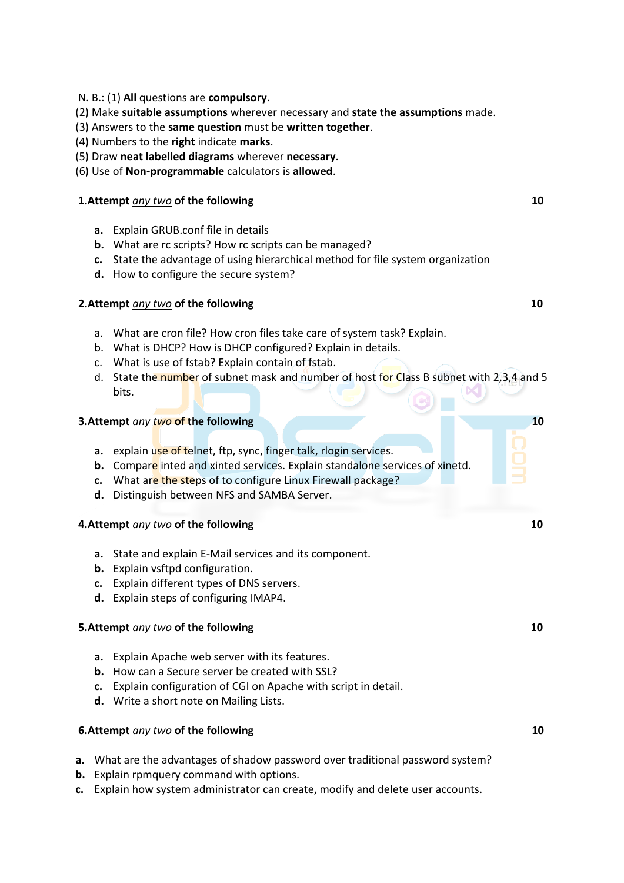N. B.: (1) **All** questions are **compulsory**.
(2) Make **suitable assumptions** wherever necessary and **state the assumptions** made.
(3) Answers to the **same question** must be **written together**.
(4) Numbers to the **right** indicate **marks**.
(5) Draw **neat labelled diagrams** wherever **necessary**.
(6) Use of **Non-programmable** calculators is **allowed**.

**1.Attempt *any two* of the following** **10**

**a.** Explain GRUB.conf file in details
**b.** What are rc scripts? How rc scripts can be managed?
**c.** State the advantage of using hierarchical method for file system organization
**d.** How to configure the secure system?

**2.Attempt *any two* of the following** **10**

a. What are cron file? How cron files take care of system task? Explain.
b. What is DHCP? How is DHCP configured? Explain in details.
c. What is use of fstab? Explain contain of fstab.
d. State the number of subnet mask and number of host for Class B subnet with 2,3,4 and 5 bits.

**3.Attempt *any two* of the following** **10**

**a.** explain use of telnet, ftp, sync, finger talk, rlogin services.
**b.** Compare inted and xinted services. Explain standalone services of xinetd.
**c.** What are the steps of to configure Linux Firewall package?
**d.** Distinguish between NFS and SAMBA Server.

**4.Attempt *any two* of the following** **10**

**a.** State and explain E-Mail services and its component.
**b.** Explain vsftpd configuration.
**c.** Explain different types of DNS servers.
**d.** Explain steps of configuring IMAP4.

**5.Attempt *any two* of the following** **10**

**a.** Explain Apache web server with its features.
**b.** How can a Secure server be created with SSL?
**c.** Explain configuration of CGI on Apache with script in detail.
**d.** Write a short note on Mailing Lists.

**6.Attempt *any two* of the following** **10**

**a.** What are the advantages of shadow password over traditional password system?
**b.** Explain rpmquery command with options.
**c.** Explain how system administrator can create, modify and delete user accounts.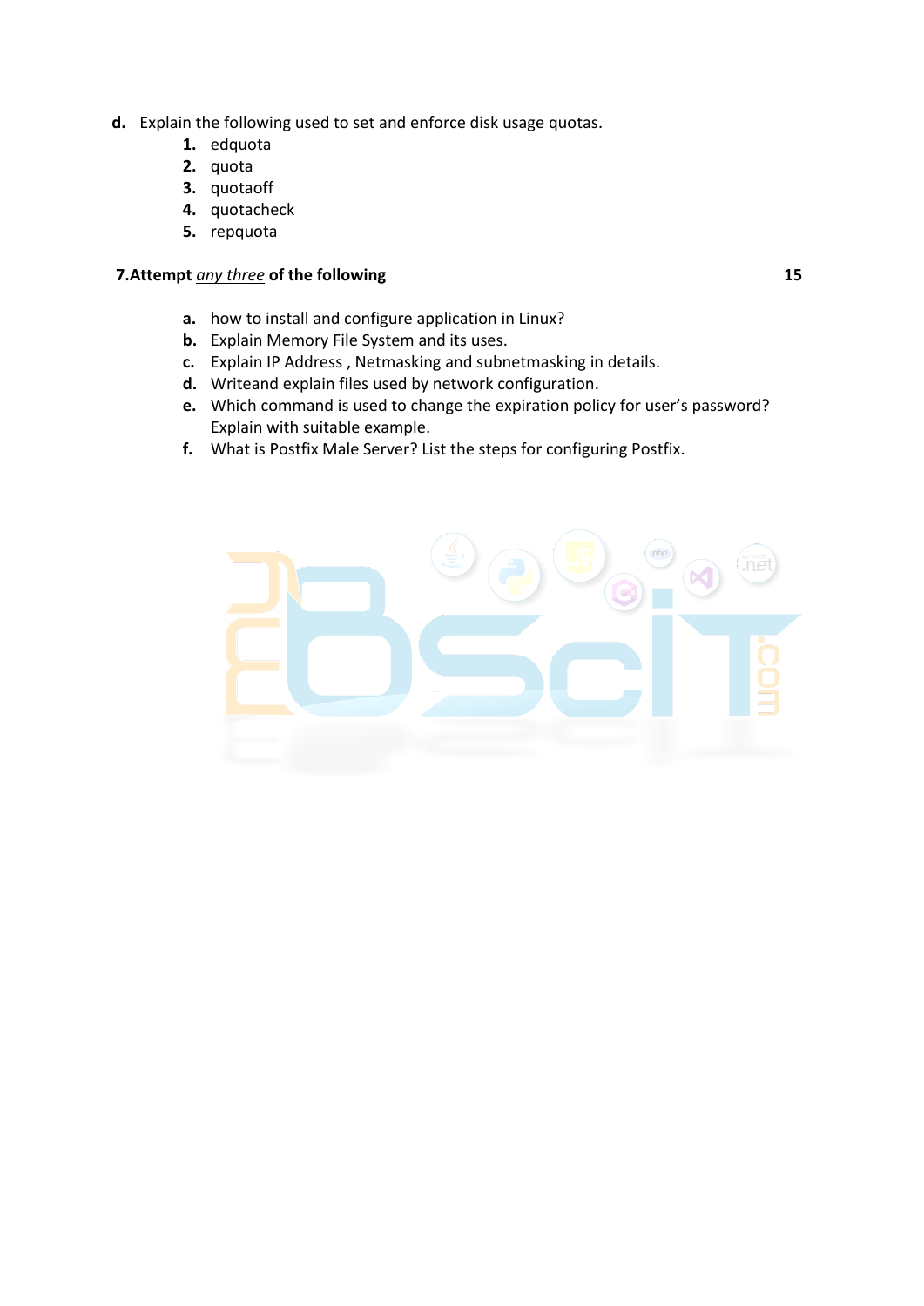**d.** Explain the following used to set and enforce disk usage quotas.

1. edquota
2. quota
3. quotaoff
4. quotacheck
5. repquota

**7.Attempt *any three* of the following** **15**

- **a.** how to install and configure application in Linux?
- **b.** Explain Memory File System and its uses.
- **c.** Explain IP Address , Netmasking and subnetmasking in details.
- **d.** Writeand explain files used by network configuration.
- **e.** Which command is used to change the expiration policy for user's password? Explain with suitable example.
- **f.** What is Postfix Male Server? List the steps for configuring Postfix.